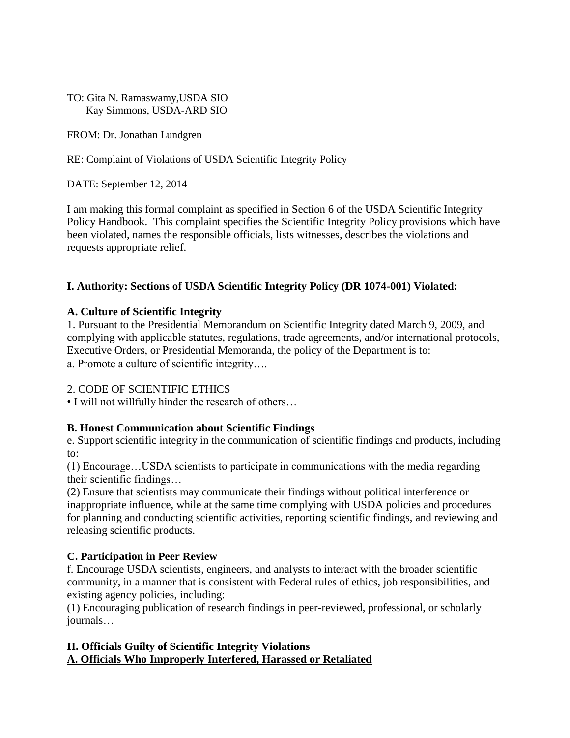TO: Gita N. Ramaswamy,USDA SIO
Kay Simmons, USDA-ARD SIO

FROM: Dr. Jonathan Lundgren

RE: Complaint of Violations of USDA Scientific Integrity Policy

DATE: September 12, 2014

I am making this formal complaint as specified in Section 6 of the USDA Scientific Integrity Policy Handbook. This complaint specifies the Scientific Integrity Policy provisions which have been violated, names the responsible officials, lists witnesses, describes the violations and requests appropriate relief.

**I. Authority: Sections of USDA Scientific Integrity Policy (DR 1074-001) Violated:**

**A. Culture of Scientific Integrity**

1. Pursuant to the Presidential Memorandum on Scientific Integrity dated March 9, 2009, and complying with applicable statutes, regulations, trade agreements, and/or international protocols, Executive Orders, or Presidential Memoranda, the policy of the Department is to:
a. Promote a culture of scientific integrity….

2. CODE OF SCIENTIFIC ETHICS
• I will not willfully hinder the research of others…

**B. Honest Communication about Scientific Findings**

e. Support scientific integrity in the communication of scientific findings and products, including to:
(1) Encourage…USDA scientists to participate in communications with the media regarding their scientific findings…
(2) Ensure that scientists may communicate their findings without political interference or inappropriate influence, while at the same time complying with USDA policies and procedures for planning and conducting scientific activities, reporting scientific findings, and reviewing and releasing scientific products.

**C. Participation in Peer Review**

f. Encourage USDA scientists, engineers, and analysts to interact with the broader scientific community, in a manner that is consistent with Federal rules of ethics, job responsibilities, and existing agency policies, including:
(1) Encouraging publication of research findings in peer-reviewed, professional, or scholarly journals…

**II. Officials Guilty of Scientific Integrity Violations**

**A. Officials Who Improperly Interfered, Harassed or Retaliated**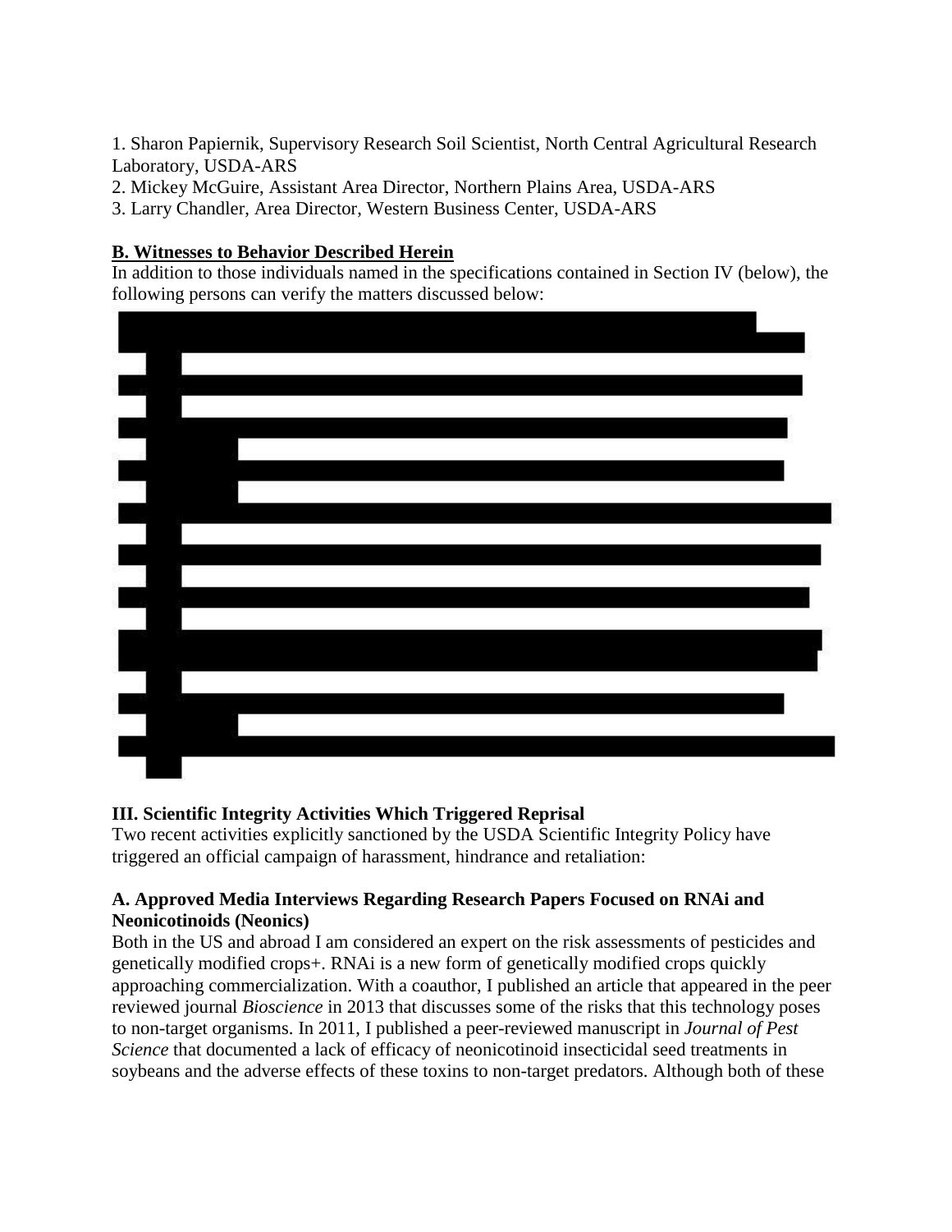1. Sharon Papiernik, Supervisory Research Soil Scientist, North Central Agricultural Research Laboratory, USDA-ARS
2. Mickey McGuire, Assistant Area Director, Northern Plains Area, USDA-ARS
3. Larry Chandler, Area Director, Western Business Center, USDA-ARS

**B. Witnesses to Behavior Described Herein**

In addition to those individuals named in the specifications contained in Section IV (below), the following persons can verify the matters discussed below:

## III. Scientific Integrity Activities Which Triggered Reprisal

Two recent activities explicitly sanctioned by the USDA Scientific Integrity Policy have triggered an official campaign of harassment, hindrance and retaliation:

### A. Approved Media Interviews Regarding Research Papers Focused on RNAi and Neonicotinoids (Neonics)

Both in the US and abroad I am considered an expert on the risk assessments of pesticides and genetically modified crops+. RNAi is a new form of genetically modified crops quickly approaching commercialization. With a coauthor, I published an article that appeared in the peer reviewed journal *Bioscience* in 2013 that discusses some of the risks that this technology poses to non-target organisms. In 2011, I published a peer-reviewed manuscript in *Journal of Pest Science* that documented a lack of efficacy of neonicotinoid insecticidal seed treatments in soybeans and the adverse effects of these toxins to non-target predators. Although both of these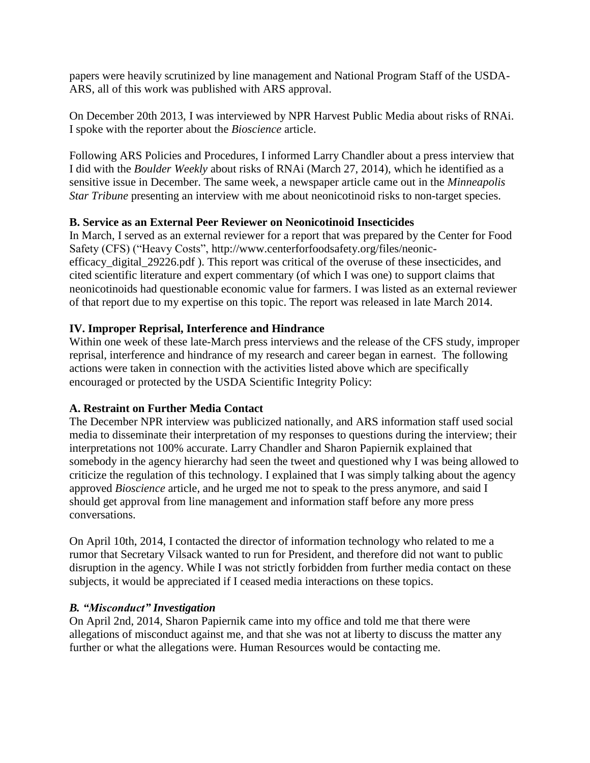papers were heavily scrutinized by line management and National Program Staff of the USDA-ARS, all of this work was published with ARS approval.

On December 20th 2013, I was interviewed by NPR Harvest Public Media about risks of RNAi. I spoke with the reporter about the *Bioscience* article.

Following ARS Policies and Procedures, I informed Larry Chandler about a press interview that I did with the *Boulder Weekly* about risks of RNAi (March 27, 2014), which he identified as a sensitive issue in December. The same week, a newspaper article came out in the *Minneapolis Star Tribune* presenting an interview with me about neonicotinoid risks to non-target species.

**B. Service as an External Peer Reviewer on Neonicotinoid Insecticides**

In March, I served as an external reviewer for a report that was prepared by the Center for Food Safety (CFS) ("Heavy Costs", http://www.centerforfoodsafety.org/files/neonic-efficacy_digital_29226.pdf ). This report was critical of the overuse of these insecticides, and cited scientific literature and expert commentary (of which I was one) to support claims that neonicotinoids had questionable economic value for farmers. I was listed as an external reviewer of that report due to my expertise on this topic. The report was released in late March 2014.

**IV. Improper Reprisal, Interference and Hindrance**

Within one week of these late-March press interviews and the release of the CFS study, improper reprisal, interference and hindrance of my research and career began in earnest. The following actions were taken in connection with the activities listed above which are specifically encouraged or protected by the USDA Scientific Integrity Policy:

**A. Restraint on Further Media Contact**

The December NPR interview was publicized nationally, and ARS information staff used social media to disseminate their interpretation of my responses to questions during the interview; their interpretations not 100% accurate. Larry Chandler and Sharon Papiernik explained that somebody in the agency hierarchy had seen the tweet and questioned why I was being allowed to criticize the regulation of this technology. I explained that I was simply talking about the agency approved *Bioscience* article, and he urged me not to speak to the press anymore, and said I should get approval from line management and information staff before any more press conversations.

On April 10th, 2014, I contacted the director of information technology who related to me a rumor that Secretary Vilsack wanted to run for President, and therefore did not want to public disruption in the agency. While I was not strictly forbidden from further media contact on these subjects, it would be appreciated if I ceased media interactions on these topics.

***B. "Misconduct" Investigation***

On April 2nd, 2014, Sharon Papiernik came into my office and told me that there were allegations of misconduct against me, and that she was not at liberty to discuss the matter any further or what the allegations were. Human Resources would be contacting me.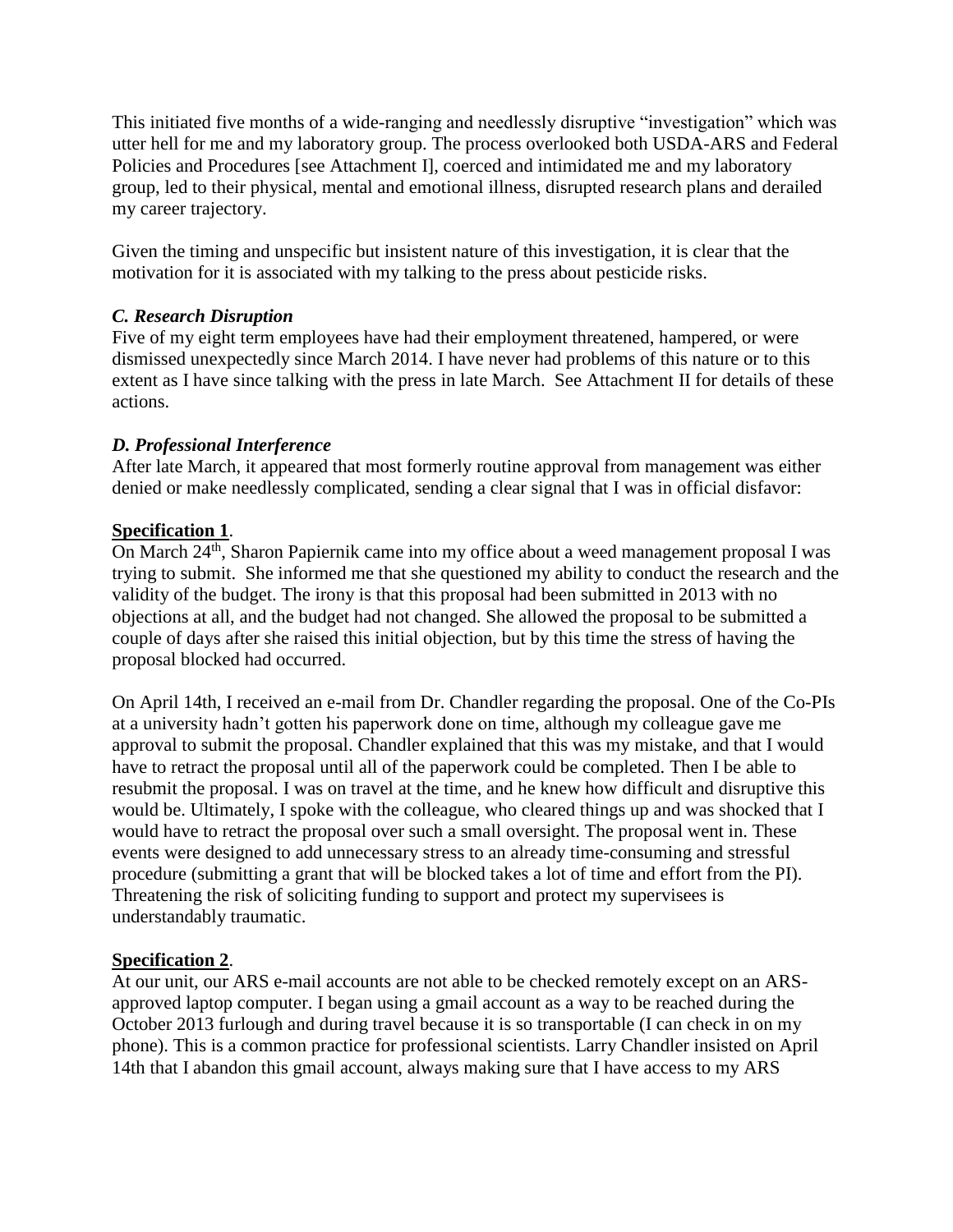This initiated five months of a wide-ranging and needlessly disruptive "investigation" which was utter hell for me and my laboratory group. The process overlooked both USDA-ARS and Federal Policies and Procedures [see Attachment I], coerced and intimidated me and my laboratory group, led to their physical, mental and emotional illness, disrupted research plans and derailed my career trajectory.

Given the timing and unspecific but insistent nature of this investigation, it is clear that the motivation for it is associated with my talking to the press about pesticide risks.

### *C. Research Disruption*

Five of my eight term employees have had their employment threatened, hampered, or were dismissed unexpectedly since March 2014. I have never had problems of this nature or to this extent as I have since talking with the press in late March. See Attachment II for details of these actions.

### *D. Professional Interference*

After late March, it appeared that most formerly routine approval from management was either denied or make needlessly complicated, sending a clear signal that I was in official disfavor:

**Specification 1**.

On March 24th, Sharon Papiernik came into my office about a weed management proposal I was trying to submit. She informed me that she questioned my ability to conduct the research and the validity of the budget. The irony is that this proposal had been submitted in 2013 with no objections at all, and the budget had not changed. She allowed the proposal to be submitted a couple of days after she raised this initial objection, but by this time the stress of having the proposal blocked had occurred.

On April 14th, I received an e-mail from Dr. Chandler regarding the proposal. One of the Co-PIs at a university hadn't gotten his paperwork done on time, although my colleague gave me approval to submit the proposal. Chandler explained that this was my mistake, and that I would have to retract the proposal until all of the paperwork could be completed. Then I be able to resubmit the proposal. I was on travel at the time, and he knew how difficult and disruptive this would be. Ultimately, I spoke with the colleague, who cleared things up and was shocked that I would have to retract the proposal over such a small oversight. The proposal went in. These events were designed to add unnecessary stress to an already time-consuming and stressful procedure (submitting a grant that will be blocked takes a lot of time and effort from the PI). Threatening the risk of soliciting funding to support and protect my supervisees is understandably traumatic.

**Specification 2**.

At our unit, our ARS e-mail accounts are not able to be checked remotely except on an ARS-approved laptop computer. I began using a gmail account as a way to be reached during the October 2013 furlough and during travel because it is so transportable (I can check in on my phone). This is a common practice for professional scientists. Larry Chandler insisted on April 14th that I abandon this gmail account, always making sure that I have access to my ARS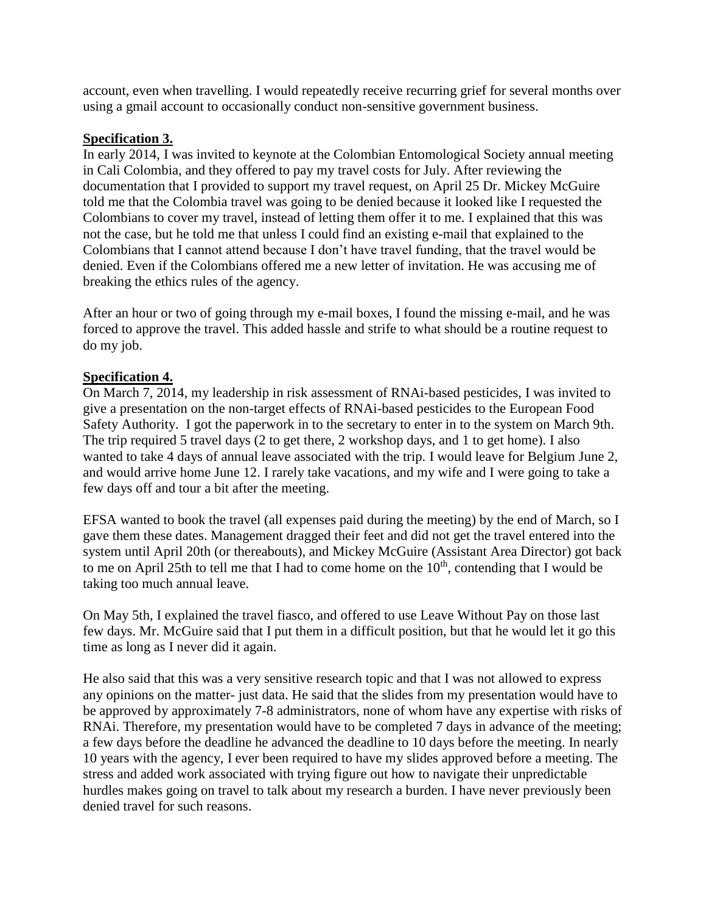account, even when travelling. I would repeatedly receive recurring grief for several months over using a gmail account to occasionally conduct non-sensitive government business.

**Specification 3.**

In early 2014, I was invited to keynote at the Colombian Entomological Society annual meeting in Cali Colombia, and they offered to pay my travel costs for July. After reviewing the documentation that I provided to support my travel request, on April 25 Dr. Mickey McGuire told me that the Colombia travel was going to be denied because it looked like I requested the Colombians to cover my travel, instead of letting them offer it to me. I explained that this was not the case, but he told me that unless I could find an existing e-mail that explained to the Colombians that I cannot attend because I don't have travel funding, that the travel would be denied. Even if the Colombians offered me a new letter of invitation. He was accusing me of breaking the ethics rules of the agency.

After an hour or two of going through my e-mail boxes, I found the missing e-mail, and he was forced to approve the travel. This added hassle and strife to what should be a routine request to do my job.

**Specification 4.**

On March 7, 2014, my leadership in risk assessment of RNAi-based pesticides, I was invited to give a presentation on the non-target effects of RNAi-based pesticides to the European Food Safety Authority. I got the paperwork in to the secretary to enter in to the system on March 9th. The trip required 5 travel days (2 to get there, 2 workshop days, and 1 to get home). I also wanted to take 4 days of annual leave associated with the trip. I would leave for Belgium June 2, and would arrive home June 12. I rarely take vacations, and my wife and I were going to take a few days off and tour a bit after the meeting.

EFSA wanted to book the travel (all expenses paid during the meeting) by the end of March, so I gave them these dates. Management dragged their feet and did not get the travel entered into the system until April 20th (or thereabouts), and Mickey McGuire (Assistant Area Director) got back to me on April 25th to tell me that I had to come home on the 10th, contending that I would be taking too much annual leave.

On May 5th, I explained the travel fiasco, and offered to use Leave Without Pay on those last few days. Mr. McGuire said that I put them in a difficult position, but that he would let it go this time as long as I never did it again.

He also said that this was a very sensitive research topic and that I was not allowed to express any opinions on the matter- just data. He said that the slides from my presentation would have to be approved by approximately 7-8 administrators, none of whom have any expertise with risks of RNAi. Therefore, my presentation would have to be completed 7 days in advance of the meeting; a few days before the deadline he advanced the deadline to 10 days before the meeting. In nearly 10 years with the agency, I ever been required to have my slides approved before a meeting. The stress and added work associated with trying figure out how to navigate their unpredictable hurdles makes going on travel to talk about my research a burden. I have never previously been denied travel for such reasons.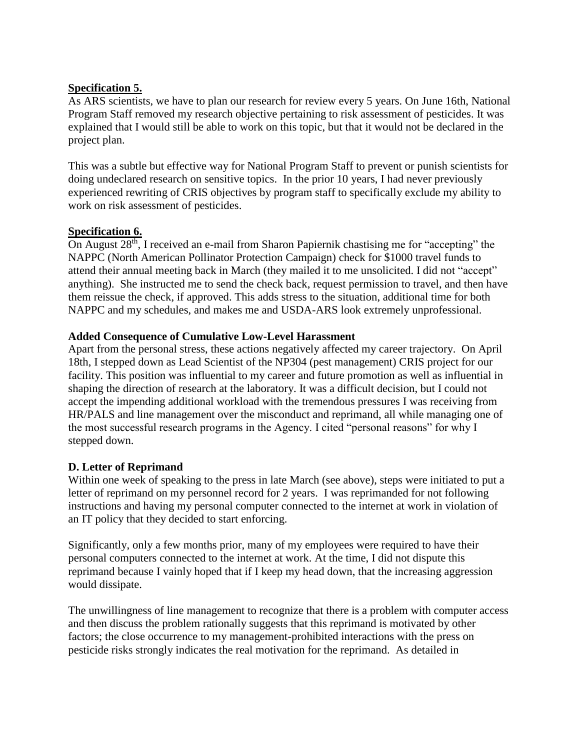**Specification 5.**

As ARS scientists, we have to plan our research for review every 5 years. On June 16th, National Program Staff removed my research objective pertaining to risk assessment of pesticides. It was explained that I would still be able to work on this topic, but that it would not be declared in the project plan.

This was a subtle but effective way for National Program Staff to prevent or punish scientists for doing undeclared research on sensitive topics. In the prior 10 years, I had never previously experienced rewriting of CRIS objectives by program staff to specifically exclude my ability to work on risk assessment of pesticides.

**Specification 6.**

On August 28th, I received an e-mail from Sharon Papiernik chastising me for "accepting" the NAPPC (North American Pollinator Protection Campaign) check for $1000 travel funds to attend their annual meeting back in March (they mailed it to me unsolicited. I did not "accept" anything). She instructed me to send the check back, request permission to travel, and then have them reissue the check, if approved. This adds stress to the situation, additional time for both NAPPC and my schedules, and makes me and USDA-ARS look extremely unprofessional.

**Added Consequence of Cumulative Low-Level Harassment**

Apart from the personal stress, these actions negatively affected my career trajectory. On April 18th, I stepped down as Lead Scientist of the NP304 (pest management) CRIS project for our facility. This position was influential to my career and future promotion as well as influential in shaping the direction of research at the laboratory. It was a difficult decision, but I could not accept the impending additional workload with the tremendous pressures I was receiving from HR/PALS and line management over the misconduct and reprimand, all while managing one of the most successful research programs in the Agency. I cited "personal reasons" for why I stepped down.

**D. Letter of Reprimand**

Within one week of speaking to the press in late March (see above), steps were initiated to put a letter of reprimand on my personnel record for 2 years. I was reprimanded for not following instructions and having my personal computer connected to the internet at work in violation of an IT policy that they decided to start enforcing.

Significantly, only a few months prior, many of my employees were required to have their personal computers connected to the internet at work. At the time, I did not dispute this reprimand because I vainly hoped that if I keep my head down, that the increasing aggression would dissipate.

The unwillingness of line management to recognize that there is a problem with computer access and then discuss the problem rationally suggests that this reprimand is motivated by other factors; the close occurrence to my management-prohibited interactions with the press on pesticide risks strongly indicates the real motivation for the reprimand. As detailed in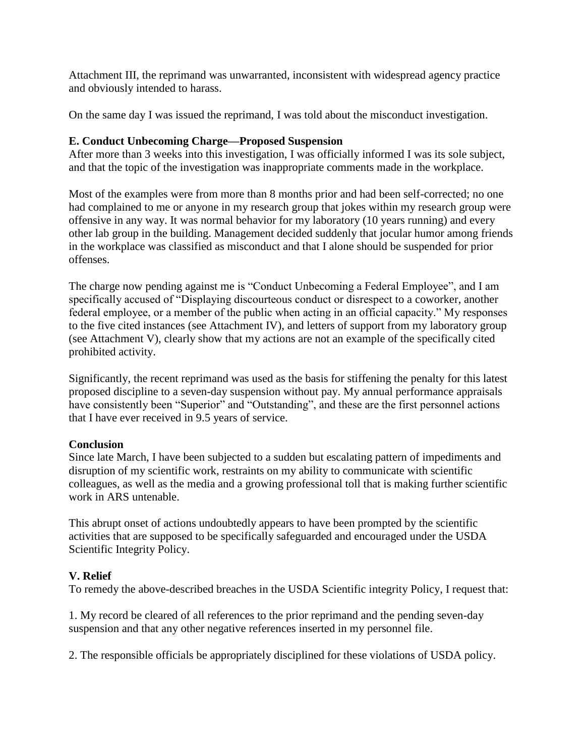Attachment III, the reprimand was unwarranted, inconsistent with widespread agency practice and obviously intended to harass.

On the same day I was issued the reprimand, I was told about the misconduct investigation.

**E. Conduct Unbecoming Charge—Proposed Suspension**

After more than 3 weeks into this investigation, I was officially informed I was its sole subject, and that the topic of the investigation was inappropriate comments made in the workplace.

Most of the examples were from more than 8 months prior and had been self-corrected; no one had complained to me or anyone in my research group that jokes within my research group were offensive in any way. It was normal behavior for my laboratory (10 years running) and every other lab group in the building. Management decided suddenly that jocular humor among friends in the workplace was classified as misconduct and that I alone should be suspended for prior offenses.

The charge now pending against me is "Conduct Unbecoming a Federal Employee", and I am specifically accused of "Displaying discourteous conduct or disrespect to a coworker, another federal employee, or a member of the public when acting in an official capacity." My responses to the five cited instances (see Attachment IV), and letters of support from my laboratory group (see Attachment V), clearly show that my actions are not an example of the specifically cited prohibited activity.

Significantly, the recent reprimand was used as the basis for stiffening the penalty for this latest proposed discipline to a seven-day suspension without pay. My annual performance appraisals have consistently been "Superior" and "Outstanding", and these are the first personnel actions that I have ever received in 9.5 years of service.

**Conclusion**

Since late March, I have been subjected to a sudden but escalating pattern of impediments and disruption of my scientific work, restraints on my ability to communicate with scientific colleagues, as well as the media and a growing professional toll that is making further scientific work in ARS untenable.

This abrupt onset of actions undoubtedly appears to have been prompted by the scientific activities that are supposed to be specifically safeguarded and encouraged under the USDA Scientific Integrity Policy.

**V. Relief**

To remedy the above-described breaches in the USDA Scientific integrity Policy, I request that:

1. My record be cleared of all references to the prior reprimand and the pending seven-day suspension and that any other negative references inserted in my personnel file.

2. The responsible officials be appropriately disciplined for these violations of USDA policy.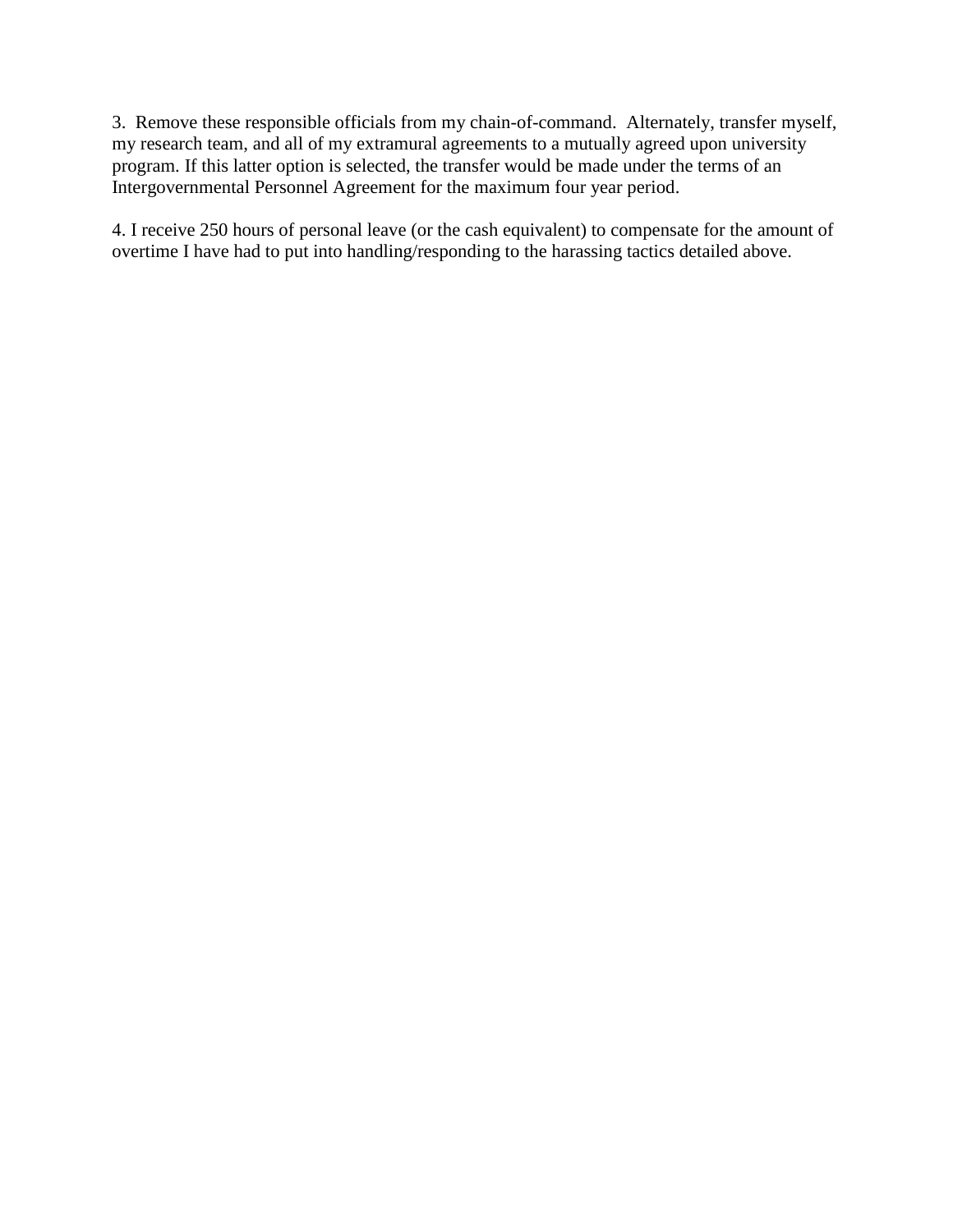3. Remove these responsible officials from my chain-of-command. Alternately, transfer myself, my research team, and all of my extramural agreements to a mutually agreed upon university program. If this latter option is selected, the transfer would be made under the terms of an Intergovernmental Personnel Agreement for the maximum four year period.

4. I receive 250 hours of personal leave (or the cash equivalent) to compensate for the amount of overtime I have had to put into handling/responding to the harassing tactics detailed above.